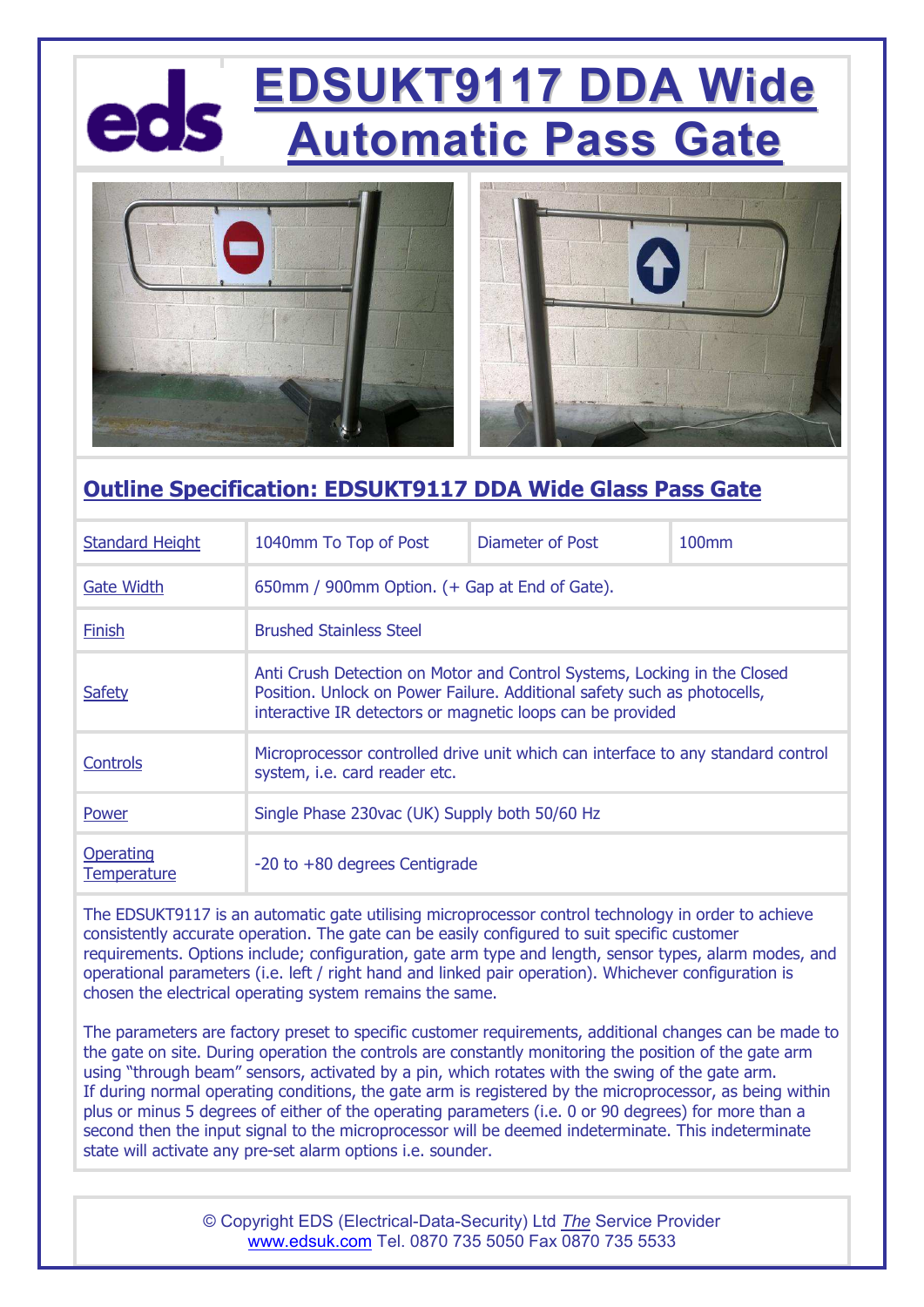# EDSUKT9117 DDA Wide Automatic Pass Gate

## Outline Specification: EDSUKT9117 DDA Wide Glass Pass Gate

| Standard Height | 1040mm To Top of Post | Diameter of Post | 100mm |
|---|---|---|---|
| Gate Width | 650mm / 900mm Option. (+ Gap at End of Gate). | | |
| Finish | Brushed Stainless Steel | | |
| Safety | Anti Crush Detection on Motor and Control Systems, Locking in the Closed Position. Unlock on Power Failure. Additional safety such as photocells, interactive IR detectors or magnetic loops can be provided | | |
| Controls | Microprocessor controlled drive unit which can interface to any standard control system, i.e. card reader etc. | | |
| Power | Single Phase 230vac (UK) Supply both 50/60 Hz | | |
| Operating Temperature | -20 to +80 degrees Centigrade | | |

The EDSUKT9117 is an automatic gate utilising microprocessor control technology in order to achieve consistently accurate operation. The gate can be easily configured to suit specific customer requirements. Options include; configuration, gate arm type and length, sensor types, alarm modes, and operational parameters (i.e. left / right hand and linked pair operation). Whichever configuration is chosen the electrical operating system remains the same.

The parameters are factory preset to specific customer requirements, additional changes can be made to the gate on site. During operation the controls are constantly monitoring the position of the gate arm using "through beam" sensors, activated by a pin, which rotates with the swing of the gate arm. If during normal operating conditions, the gate arm is registered by the microprocessor, as being within plus or minus 5 degrees of either of the operating parameters (i.e. 0 or 90 degrees) for more than a second then the input signal to the microprocessor will be deemed indeterminate. This indeterminate state will activate any pre-set alarm options i.e. sounder.

© Copyright EDS (Electrical-Data-Security) Ltd *The* Service Provider
www.edsuk.com Tel. 0870 735 5050 Fax 0870 735 5533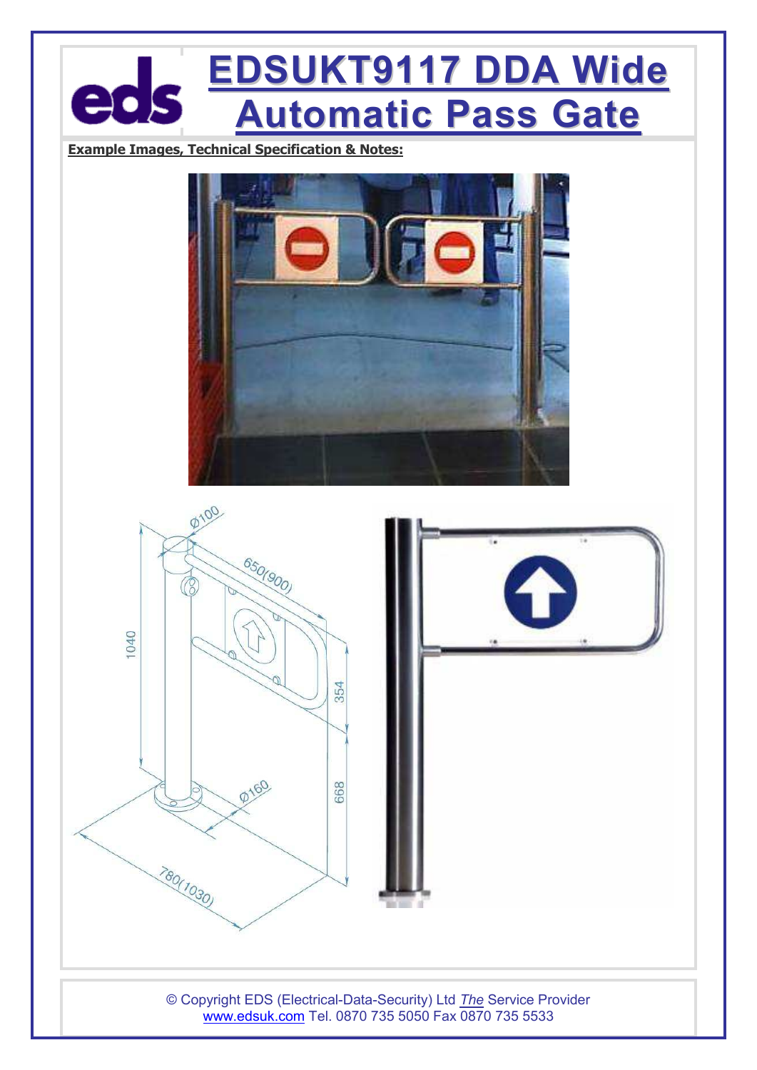# EDSUKT9117 DDA Wide Automatic Pass Gate

**Example Images, Technical Specification & Notes:**

© Copyright EDS (Electrical-Data-Security) Ltd *The* Service Provider
www.edsuk.com Tel. 0870 735 5050 Fax 0870 735 5533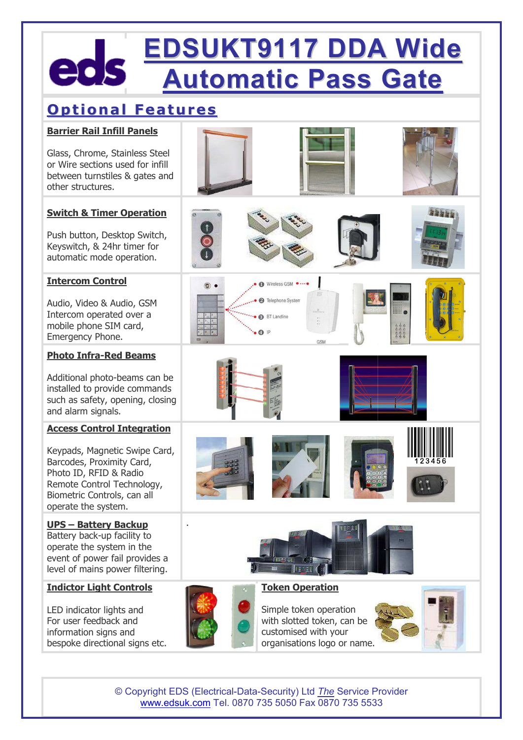# EDSUKT9117 DDA Wide Automatic Pass Gate

## Optional Features

### Barrier Rail Infill Panels

Glass, Chrome, Stainless Steel or Wire sections used for infill between turnstiles & gates and other structures.

### Switch & Timer Operation

Push button, Desktop Switch, Keyswitch, & 24hr timer for automatic mode operation.

### Intercom Control

Audio, Video & Audio, GSM Intercom operated over a mobile phone SIM card, Emergency Phone.

1 Wireless GSM
2 Telephone System
3 BT Landline
4 IP

GSM

### Photo Infra-Red Beams

Additional photo-beams can be installed to provide commands such as safety, opening, closing and alarm signals.

### Access Control Integration

Keypads, Magnetic Swipe Card, Barcodes, Proximity Card, Photo ID, RFID & Radio Remote Control Technology, Biometric Controls, can all operate the system.

123456

### UPS – Battery Backup

Battery back-up facility to operate the system in the event of power fail provides a level of mains power filtering.

### Indictor Light Controls

LED indicator lights and For user feedback and information signs and bespoke directional signs etc.

### Token Operation

Simple token operation with slotted token, can be customised with your organisations logo or name.

© Copyright EDS (Electrical-Data-Security) Ltd *The* Service Provider
www.edsuk.com Tel. 0870 735 5050 Fax 0870 735 5533